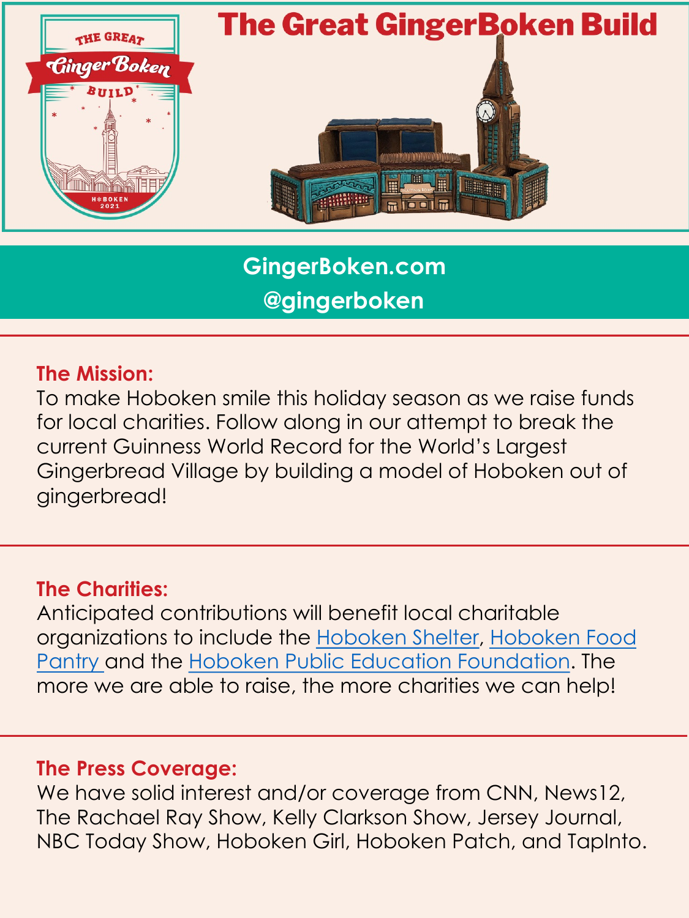# The Great GingerBoken Build

**GingerBoken.com**
**@gingerboken**

## The Mission:

To make Hoboken smile this holiday season as we raise funds for local charities. Follow along in our attempt to break the current Guinness World Record for the World's Largest Gingerbread Village by building a model of Hoboken out of gingerbread!

## The Charities:

Anticipated contributions will benefit local charitable organizations to include the Hoboken Shelter, Hoboken Food Pantry and the Hoboken Public Education Foundation. The more we are able to raise, the more charities we can help!

## The Press Coverage:

We have solid interest and/or coverage from CNN, News12, The Rachael Ray Show, Kelly Clarkson Show, Jersey Journal, NBC Today Show, Hoboken Girl, Hoboken Patch, and TapInto.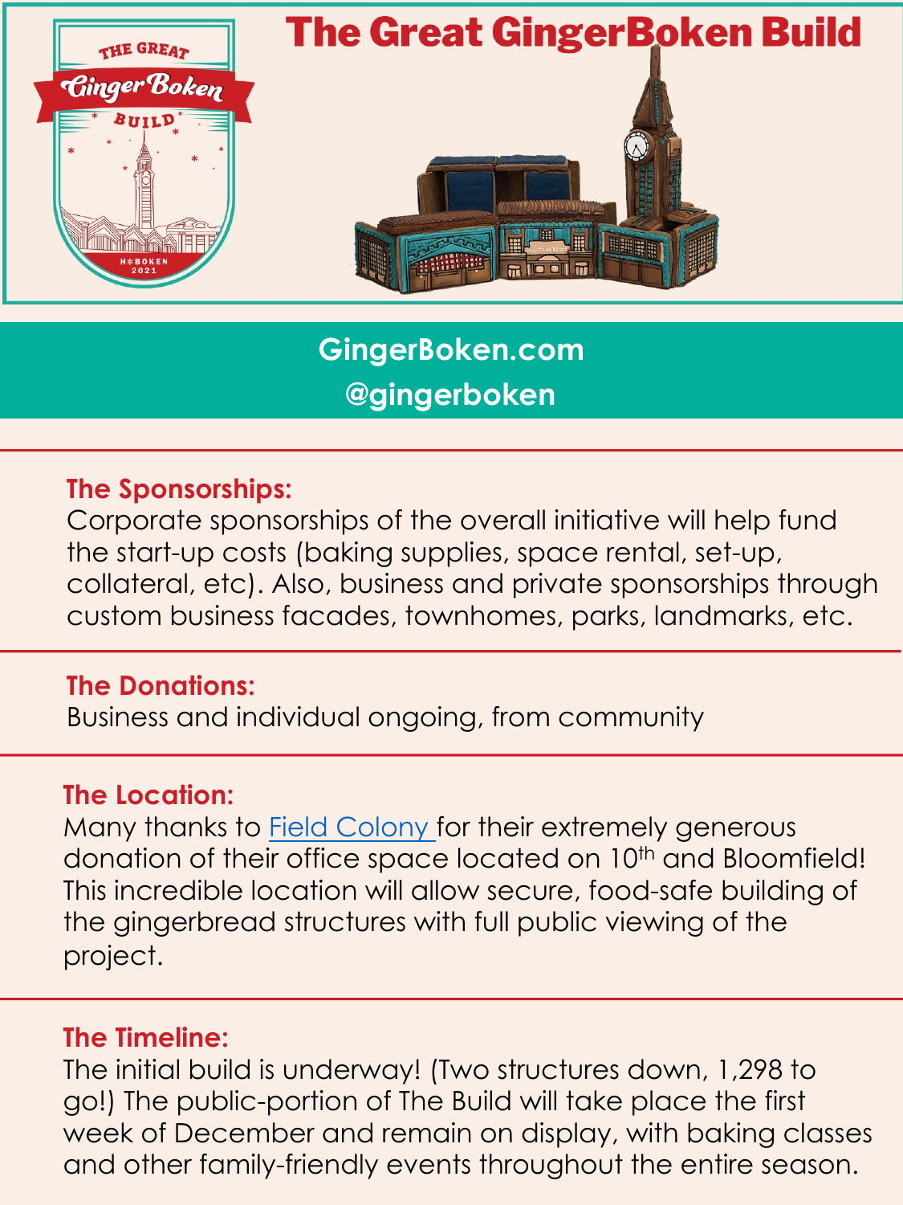# The Great GingerBoken Build

**GingerBoken.com**
**@gingerboken**

## The Sponsorships:

Corporate sponsorships of the overall initiative will help fund the start-up costs (baking supplies, space rental, set-up, collateral, etc). Also, business and private sponsorships through custom business facades, townhomes, parks, landmarks, etc.

## The Donations:

Business and individual ongoing, from community

## The Location:

Many thanks to [Field Colony](Field Colony) for their extremely generous donation of their office space located on 10th and Bloomfield! This incredible location will allow secure, food-safe building of the gingerbread structures with full public viewing of the project.

## The Timeline:

The initial build is underway! (Two structures down, 1,298 to go!) The public-portion of The Build will take place the first week of December and remain on display, with baking classes and other family-friendly events throughout the entire season.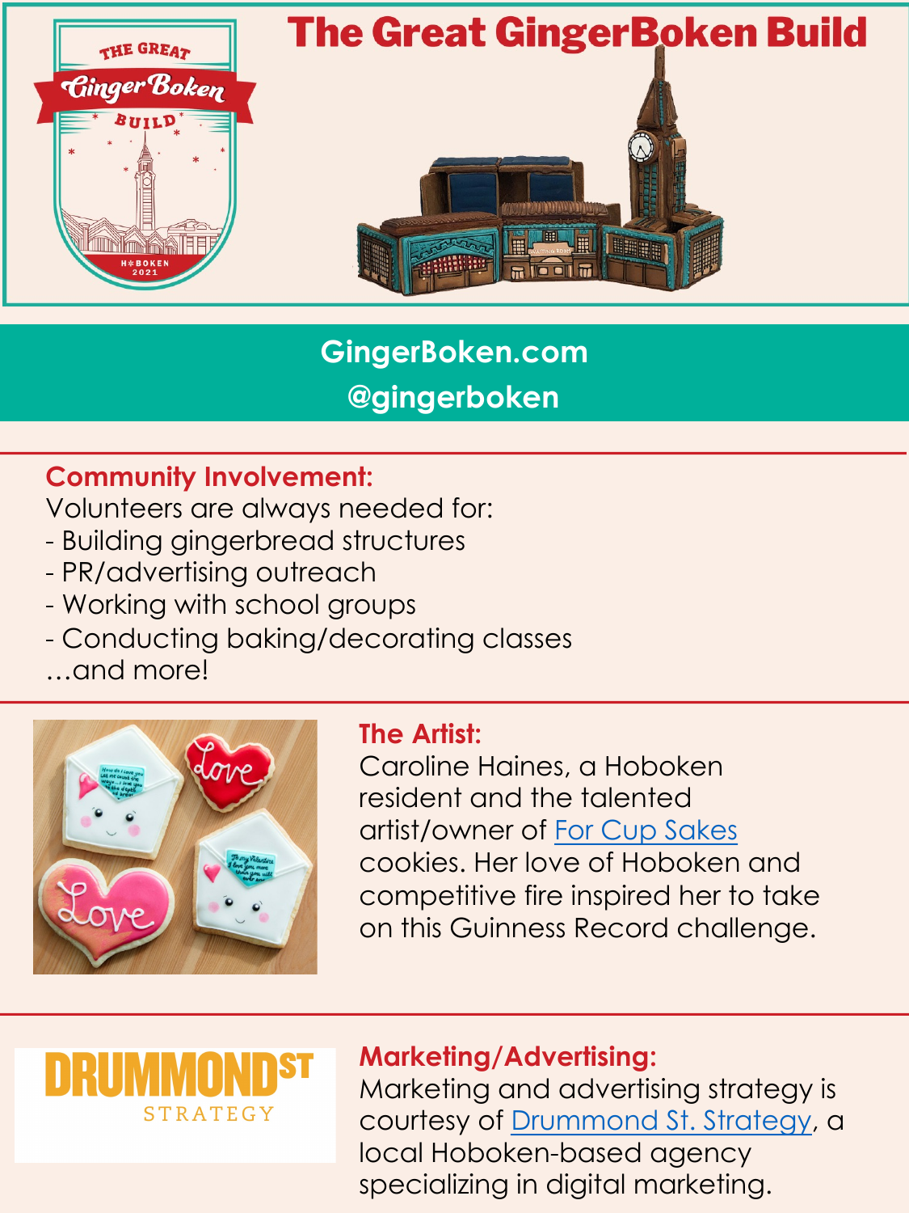# The Great GingerBoken Build

GingerBoken.com
@gingerboken

**Community Involvement:**

Volunteers are always needed for:

- Building gingerbread structures
- PR/advertising outreach
- Working with school groups
- Conducting baking/decorating classes

…and more!

**The Artist:**

Caroline Haines, a Hoboken resident and the talented artist/owner of For Cup Sakes cookies. Her love of Hoboken and competitive fire inspired her to take on this Guinness Record challenge.

**Marketing/Advertising:**

Marketing and advertising strategy is courtesy of Drummond St. Strategy, a local Hoboken-based agency specializing in digital marketing.